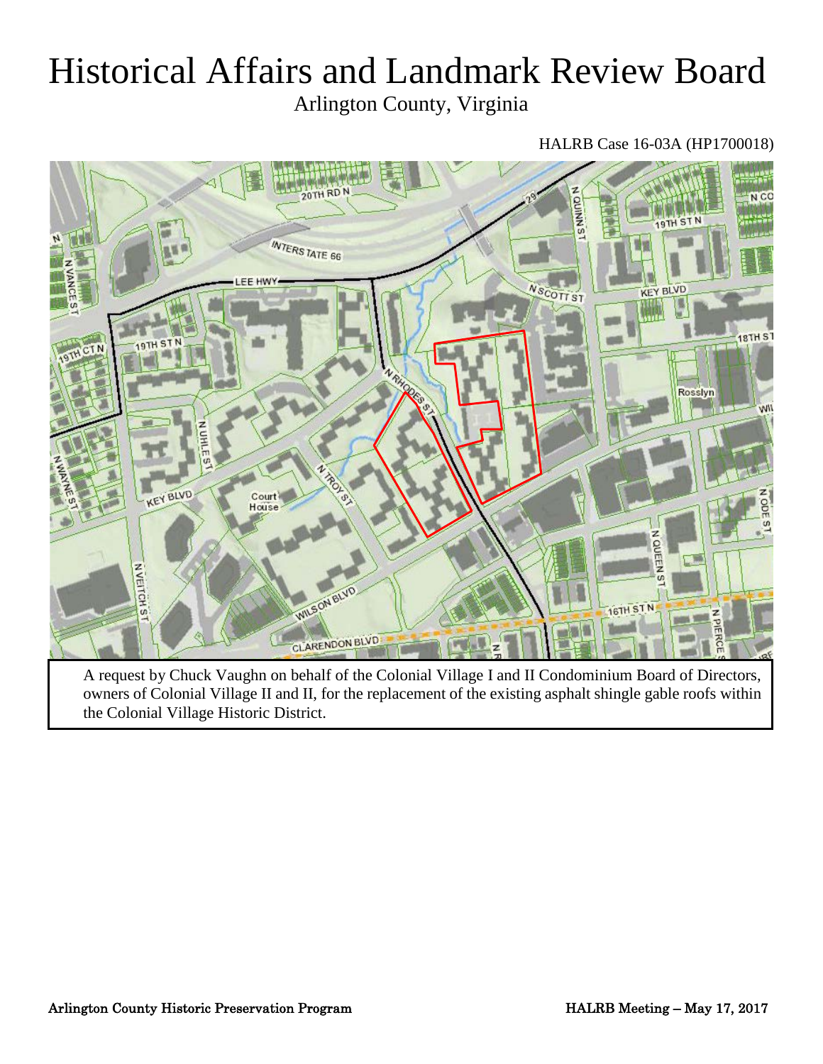# Historical Affairs and Landmark Review Board

Arlington County, Virginia

HALRB Case 16-03A (HP1700018)

A request by Chuck Vaughn on behalf of the Colonial Village I and II Condominium Board of Directors, owners of Colonial Village II and II, for the replacement of the existing asphalt shingle gable roofs within the Colonial Village Historic District.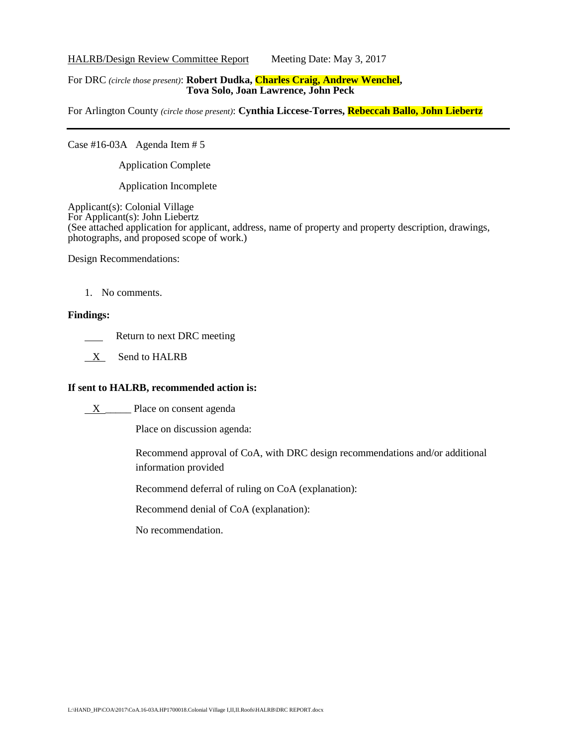HALRB/Design Review Committee Report    Meeting Date: May 3, 2017

For DRC *(circle those present)*: **Robert Dudka, Charles Craig, Andrew Wenchel, Tova Solo, Joan Lawrence, John Peck**

For Arlington County *(circle those present)*: **Cynthia Liccese-Torres, Rebeccah Ballo, John Liebertz**

---

Case #16-03A   Agenda Item # 5

Application Complete

Application Incomplete

Applicant(s): Colonial Village
For Applicant(s): John Liebertz
(See attached application for applicant, address, name of property and property description, drawings, photographs, and proposed scope of work.)

Design Recommendations:

1. No comments.

**Findings:**

___ Return to next DRC meeting

_X_ Send to HALRB

**If sent to HALRB, recommended action is:**

_X_____ Place on consent agenda

Place on discussion agenda:

Recommend approval of CoA, with DRC design recommendations and/or additional information provided

Recommend deferral of ruling on CoA (explanation):

Recommend denial of CoA (explanation):

No recommendation.

L:\HAND_HP\COA\2017\CoA.16-03A.HP1700018.Colonial Village I,II,II.Roofs\HALRB\DRC REPORT.docx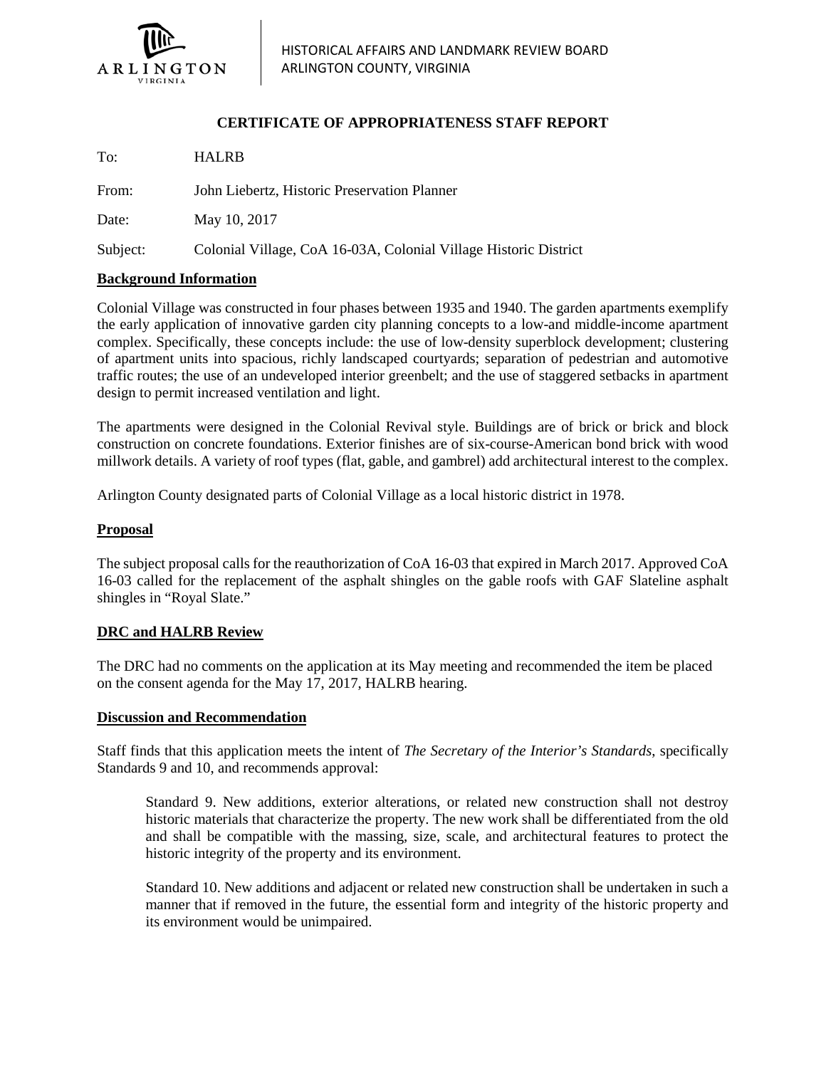ARLINGTON VIRGINIA

HISTORICAL AFFAIRS AND LANDMARK REVIEW BOARD
ARLINGTON COUNTY, VIRGINIA

**CERTIFICATE OF APPROPRIATENESS STAFF REPORT**

To: HALRB

From: John Liebertz, Historic Preservation Planner

Date: May 10, 2017

Subject: Colonial Village, CoA 16-03A, Colonial Village Historic District

**Background Information**

Colonial Village was constructed in four phases between 1935 and 1940. The garden apartments exemplify the early application of innovative garden city planning concepts to a low-and middle-income apartment complex. Specifically, these concepts include: the use of low-density superblock development; clustering of apartment units into spacious, richly landscaped courtyards; separation of pedestrian and automotive traffic routes; the use of an undeveloped interior greenbelt; and the use of staggered setbacks in apartment design to permit increased ventilation and light.

The apartments were designed in the Colonial Revival style. Buildings are of brick or brick and block construction on concrete foundations. Exterior finishes are of six-course-American bond brick with wood millwork details. A variety of roof types (flat, gable, and gambrel) add architectural interest to the complex.

Arlington County designated parts of Colonial Village as a local historic district in 1978.

**Proposal**

The subject proposal calls for the reauthorization of CoA 16-03 that expired in March 2017. Approved CoA 16-03 called for the replacement of the asphalt shingles on the gable roofs with GAF Slateline asphalt shingles in "Royal Slate."

**DRC and HALRB Review**

The DRC had no comments on the application at its May meeting and recommended the item be placed on the consent agenda for the May 17, 2017, HALRB hearing.

**Discussion and Recommendation**

Staff finds that this application meets the intent of *The Secretary of the Interior's Standards*, specifically Standards 9 and 10, and recommends approval:

> Standard 9. New additions, exterior alterations, or related new construction shall not destroy historic materials that characterize the property. The new work shall be differentiated from the old and shall be compatible with the massing, size, scale, and architectural features to protect the historic integrity of the property and its environment.
>
> Standard 10. New additions and adjacent or related new construction shall be undertaken in such a manner that if removed in the future, the essential form and integrity of the historic property and its environment would be unimpaired.